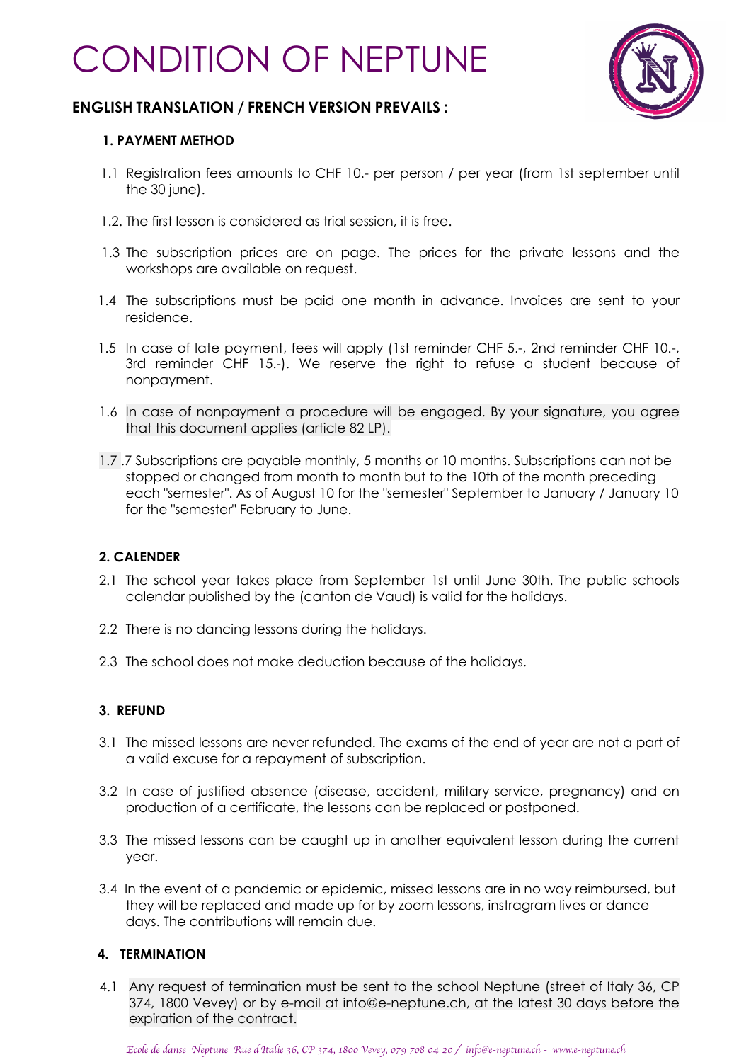# CONDITION OF NEPTUNE

**ENGLISH TRANSLATION / FRENCH VERSION PREVAILS :**

### 1. PAYMENT METHOD

1.1 Registration fees amounts to CHF 10.- per person / per year (from 1st september until the 30 june).

1.2. The first lesson is considered as trial session, it is free.

1.3 The subscription prices are on page. The prices for the private lessons and the workshops are available on request.

1.4 The subscriptions must be paid one month in advance. Invoices are sent to your residence.

1.5 In case of late payment, fees will apply (1st reminder CHF 5.-, 2nd reminder CHF 10.-, 3rd reminder CHF 15.-). We reserve the right to refuse a student because of nonpayment.

1.6 In case of nonpayment a procedure will be engaged. By your signature, you agree that this document applies (article 82 LP).

1.7 .7 Subscriptions are payable monthly, 5 months or 10 months. Subscriptions can not be stopped or changed from month to month but to the 10th of the month preceding each "semester". As of August 10 for the "semester" September to January / January 10 for the "semester" February to June.

### 2. CALENDER

2.1 The school year takes place from September 1st until June 30th. The public schools calendar published by the (canton de Vaud) is valid for the holidays.

2.2 There is no dancing lessons during the holidays.

2.3 The school does not make deduction because of the holidays.

### 3. REFUND

3.1 The missed lessons are never refunded. The exams of the end of year are not a part of a valid excuse for a repayment of subscription.

3.2 In case of justified absence (disease, accident, military service, pregnancy) and on production of a certificate, the lessons can be replaced or postponed.

3.3 The missed lessons can be caught up in another equivalent lesson during the current year.

3.4 In the event of a pandemic or epidemic, missed lessons are in no way reimbursed, but they will be replaced and made up for by zoom lessons, instragram lives or dance days. The contributions will remain due.

### 4. TERMINATION

4.1 Any request of termination must be sent to the school Neptune (street of Italy 36, CP 374, 1800 Vevey) or by e-mail at info@e-neptune.ch, at the latest 30 days before the expiration of the contract.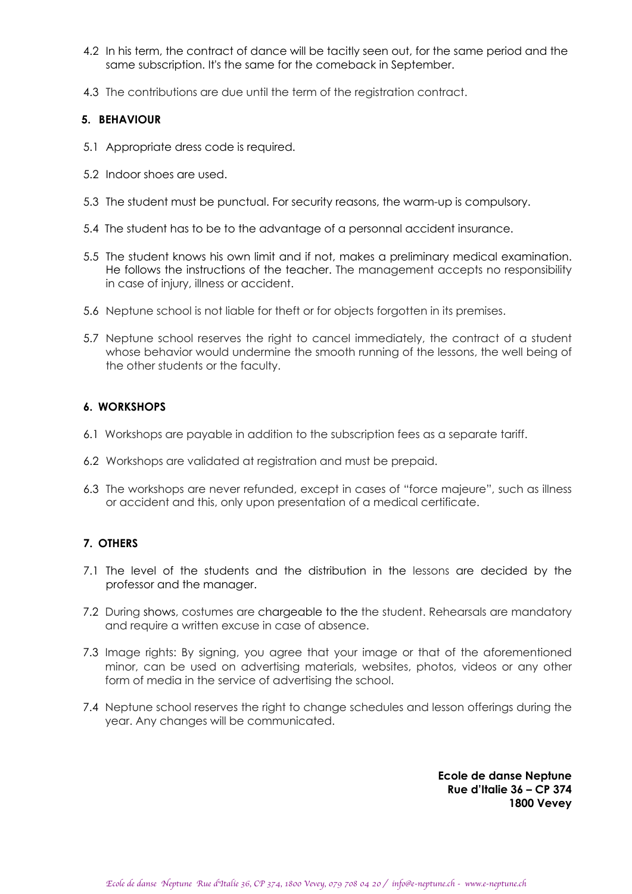4.2 In his term, the contract of dance will be tacitly seen out, for the same period and the same subscription. It's the same for the comeback in September.

4.3 The contributions are due until the term of the registration contract.

## 5. BEHAVIOUR

5.1 Appropriate dress code is required.

5.2 Indoor shoes are used.

5.3 The student must be punctual. For security reasons, the warm-up is compulsory.

5.4 The student has to be to the advantage of a personnal accident insurance.

5.5 The student knows his own limit and if not, makes a preliminary medical examination. He follows the instructions of the teacher. The management accepts no responsibility in case of injury, illness or accident.

5.6 Neptune school is not liable for theft or for objects forgotten in its premises.

5.7 Neptune school reserves the right to cancel immediately, the contract of a student whose behavior would undermine the smooth running of the lessons, the well being of the other students or the faculty.

## 6. WORKSHOPS

6.1 Workshops are payable in addition to the subscription fees as a separate tariff.

6.2 Workshops are validated at registration and must be prepaid.

6.3 The workshops are never refunded, except in cases of "force majeure", such as illness or accident and this, only upon presentation of a medical certificate.

## 7. OTHERS

7.1 The level of the students and the distribution in the lessons are decided by the professor and the manager.

7.2 During shows, costumes are chargeable to the the student. Rehearsals are mandatory and require a written excuse in case of absence.

7.3 Image rights: By signing, you agree that your image or that of the aforementioned minor, can be used on advertising materials, websites, photos, videos or any other form of media in the service of advertising the school.

7.4 Neptune school reserves the right to change schedules and lesson offerings during the year. Any changes will be communicated.

**Ecole de danse Neptune**
**Rue d'Italie 36 – CP 374**
**1800 Vevey**

*Ecole de danse Neptune Rue d'Italie 36, CP 374, 1800 Vevey, 079 708 04 20 / info@e-neptune.ch - www.e-neptune.ch*